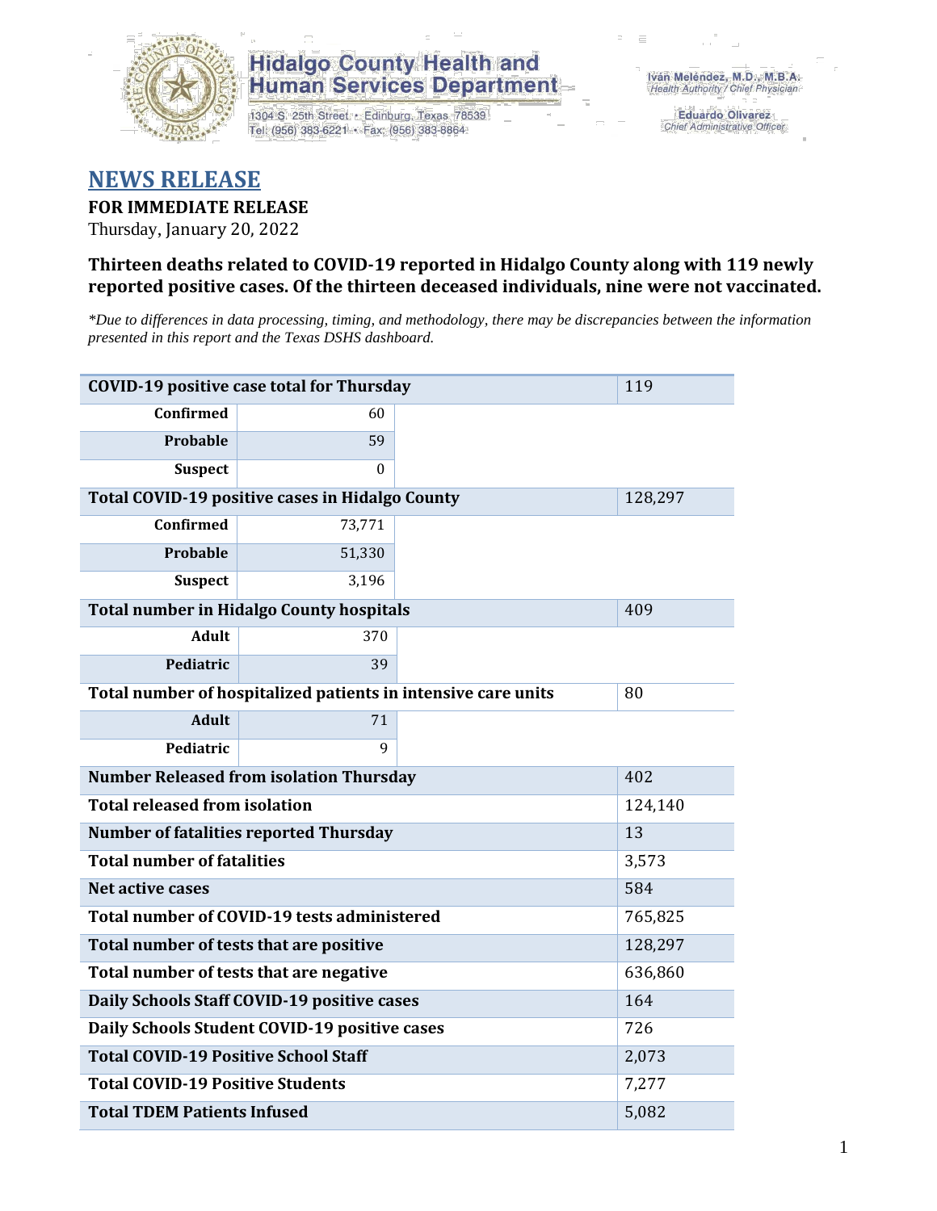Hidalgo County Health and Human Services Department

1304 S. 25th Street • Edinburg, Texas 78539
Tel: (956) 383-6221 • Fax: (956) 383-8864

Iván Meléndez, M.D., M.B.A.
*Health Authority / Chief Physician*

Eduardo Olivarez
*Chief Administrative Officer*

# NEWS RELEASE

**FOR IMMEDIATE RELEASE**

Thursday, January 20, 2022

### Thirteen deaths related to COVID-19 reported in Hidalgo County along with 119 newly reported positive cases. Of the thirteen deceased individuals, nine were not vaccinated.

*\*Due to differences in data processing, timing, and methodology, there may be discrepancies between the information presented in this report and the Texas DSHS dashboard.*

| COVID-19 positive case total for Thursday | | | 119 |
|---|---|---|---|
| Confirmed | 60 | | |
| Probable | 59 | | |
| Suspect | 0 | | |
| **Total COVID-19 positive cases in Hidalgo County** | | | 128,297 |
| Confirmed | 73,771 | | |
| Probable | 51,330 | | |
| Suspect | 3,196 | | |
| **Total number in Hidalgo County hospitals** | | | 409 |
| Adult | 370 | | |
| Pediatric | 39 | | |
| **Total number of hospitalized patients in intensive care units** | | | 80 |
| Adult | 71 | | |
| Pediatric | 9 | | |
| **Number Released from isolation Thursday** | | | 402 |
| **Total released from isolation** | | | 124,140 |
| **Number of fatalities reported Thursday** | | | 13 |
| **Total number of fatalities** | | | 3,573 |
| **Net active cases** | | | 584 |
| **Total number of COVID-19 tests administered** | | | 765,825 |
| **Total number of tests that are positive** | | | 128,297 |
| **Total number of tests that are negative** | | | 636,860 |
| **Daily Schools Staff COVID-19 positive cases** | | | 164 |
| **Daily Schools Student COVID-19 positive cases** | | | 726 |
| **Total COVID-19 Positive School Staff** | | | 2,073 |
| **Total COVID-19 Positive Students** | | | 7,277 |
| **Total TDEM Patients Infused** | | | 5,082 |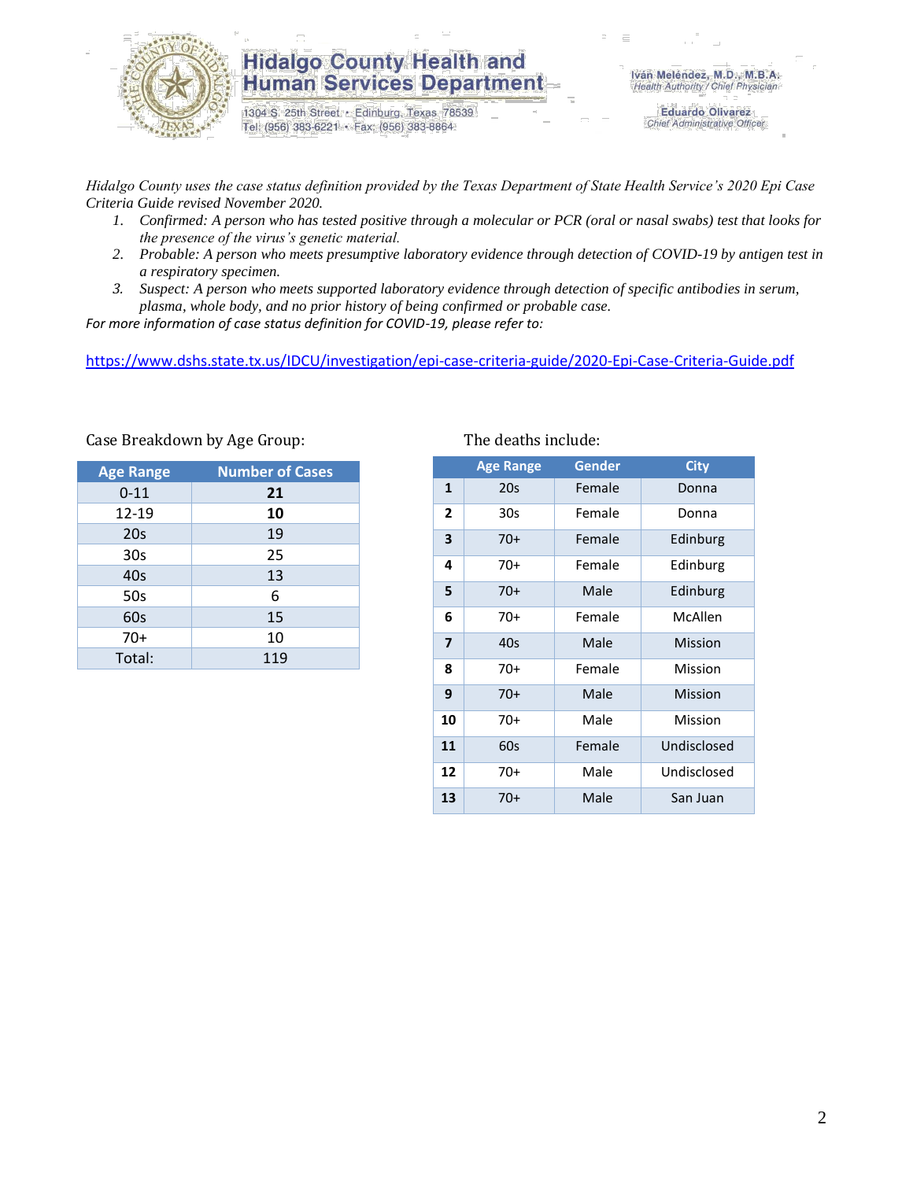# Hidalgo County Health and Human Services Department

1304 S. 25th Street • Edinburg, Texas 78539
Tel: (956) 383-6221 • Fax: (956) 383-8864

Iván Meléndez, M.D., M.B.A.
*Health Authority / Chief Physician*

Eduardo Olivarez
*Chief Administrative Officer*

*Hidalgo County uses the case status definition provided by the Texas Department of State Health Service's 2020 Epi Case Criteria Guide revised November 2020.*

1. *Confirmed: A person who has tested positive through a molecular or PCR (oral or nasal swabs) test that looks for the presence of the virus's genetic material.*
2. *Probable: A person who meets presumptive laboratory evidence through detection of COVID-19 by antigen test in a respiratory specimen.*
3. *Suspect: A person who meets supported laboratory evidence through detection of specific antibodies in serum, plasma, whole body, and no prior history of being confirmed or probable case.*

*For more information of case status definition for COVID-19, please refer to:*

https://www.dshs.state.tx.us/IDCU/investigation/epi-case-criteria-guide/2020-Epi-Case-Criteria-Guide.pdf

Case Breakdown by Age Group:

| Age Range | Number of Cases |
|---|---|
| 0-11 | **21** |
| 12-19 | **10** |
| 20s | 19 |
| 30s | 25 |
| 40s | 13 |
| 50s | 6 |
| 60s | 15 |
| 70+ | 10 |
| Total: | 119 |

The deaths include:

| | Age Range | Gender | City |
|---|---|---|---|
| **1** | 20s | Female | Donna |
| **2** | 30s | Female | Donna |
| **3** | 70+ | Female | Edinburg |
| **4** | 70+ | Female | Edinburg |
| **5** | 70+ | Male | Edinburg |
| **6** | 70+ | Female | McAllen |
| **7** | 40s | Male | Mission |
| **8** | 70+ | Female | Mission |
| **9** | 70+ | Male | Mission |
| **10** | 70+ | Male | Mission |
| **11** | 60s | Female | Undisclosed |
| **12** | 70+ | Male | Undisclosed |
| **13** | 70+ | Male | San Juan |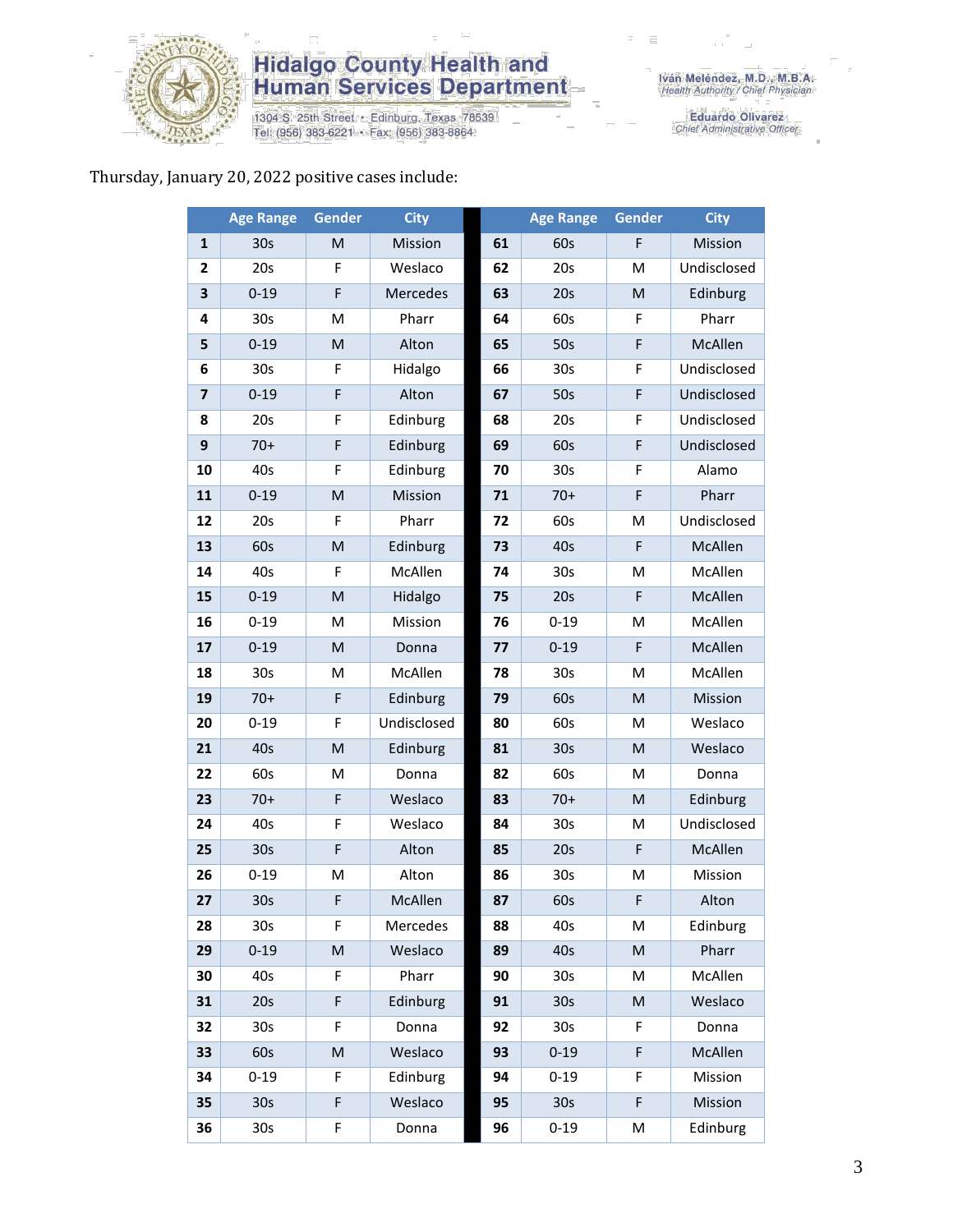Hidalgo County Health and Human Services Department

1304 S. 25th Street • Edinburg, Texas 78539
Tel: (956) 383-6221 • Fax: (956) 383-8864

Iván Meléndez, M.D., M.B.A.
*Health Authority / Chief Physician*

Eduardo Olivarez
*Chief Administrative Officer*

Thursday, January 20, 2022 positive cases include:

| | Age Range | Gender | City | | Age Range | Gender | City |
|---|---|---|---|---|---|---|---|
| **1** | 30s | M | Mission | **61** | 60s | F | Mission |
| **2** | 20s | F | Weslaco | **62** | 20s | M | Undisclosed |
| **3** | 0-19 | F | Mercedes | **63** | 20s | M | Edinburg |
| **4** | 30s | M | Pharr | **64** | 60s | F | Pharr |
| **5** | 0-19 | M | Alton | **65** | 50s | F | McAllen |
| **6** | 30s | F | Hidalgo | **66** | 30s | F | Undisclosed |
| **7** | 0-19 | F | Alton | **67** | 50s | F | Undisclosed |
| **8** | 20s | F | Edinburg | **68** | 20s | F | Undisclosed |
| **9** | 70+ | F | Edinburg | **69** | 60s | F | Undisclosed |
| **10** | 40s | F | Edinburg | **70** | 30s | F | Alamo |
| **11** | 0-19 | M | Mission | **71** | 70+ | F | Pharr |
| **12** | 20s | F | Pharr | **72** | 60s | M | Undisclosed |
| **13** | 60s | M | Edinburg | **73** | 40s | F | McAllen |
| **14** | 40s | F | McAllen | **74** | 30s | M | McAllen |
| **15** | 0-19 | M | Hidalgo | **75** | 20s | F | McAllen |
| **16** | 0-19 | M | Mission | **76** | 0-19 | M | McAllen |
| **17** | 0-19 | M | Donna | **77** | 0-19 | F | McAllen |
| **18** | 30s | M | McAllen | **78** | 30s | M | McAllen |
| **19** | 70+ | F | Edinburg | **79** | 60s | M | Mission |
| **20** | 0-19 | F | Undisclosed | **80** | 60s | M | Weslaco |
| **21** | 40s | M | Edinburg | **81** | 30s | M | Weslaco |
| **22** | 60s | M | Donna | **82** | 60s | M | Donna |
| **23** | 70+ | F | Weslaco | **83** | 70+ | M | Edinburg |
| **24** | 40s | F | Weslaco | **84** | 30s | M | Undisclosed |
| **25** | 30s | F | Alton | **85** | 20s | F | McAllen |
| **26** | 0-19 | M | Alton | **86** | 30s | M | Mission |
| **27** | 30s | F | McAllen | **87** | 60s | F | Alton |
| **28** | 30s | F | Mercedes | **88** | 40s | M | Edinburg |
| **29** | 0-19 | M | Weslaco | **89** | 40s | M | Pharr |
| **30** | 40s | F | Pharr | **90** | 30s | M | McAllen |
| **31** | 20s | F | Edinburg | **91** | 30s | M | Weslaco |
| **32** | 30s | F | Donna | **92** | 30s | F | Donna |
| **33** | 60s | M | Weslaco | **93** | 0-19 | F | McAllen |
| **34** | 0-19 | F | Edinburg | **94** | 0-19 | F | Mission |
| **35** | 30s | F | Weslaco | **95** | 30s | F | Mission |
| **36** | 30s | F | Donna | **96** | 0-19 | M | Edinburg |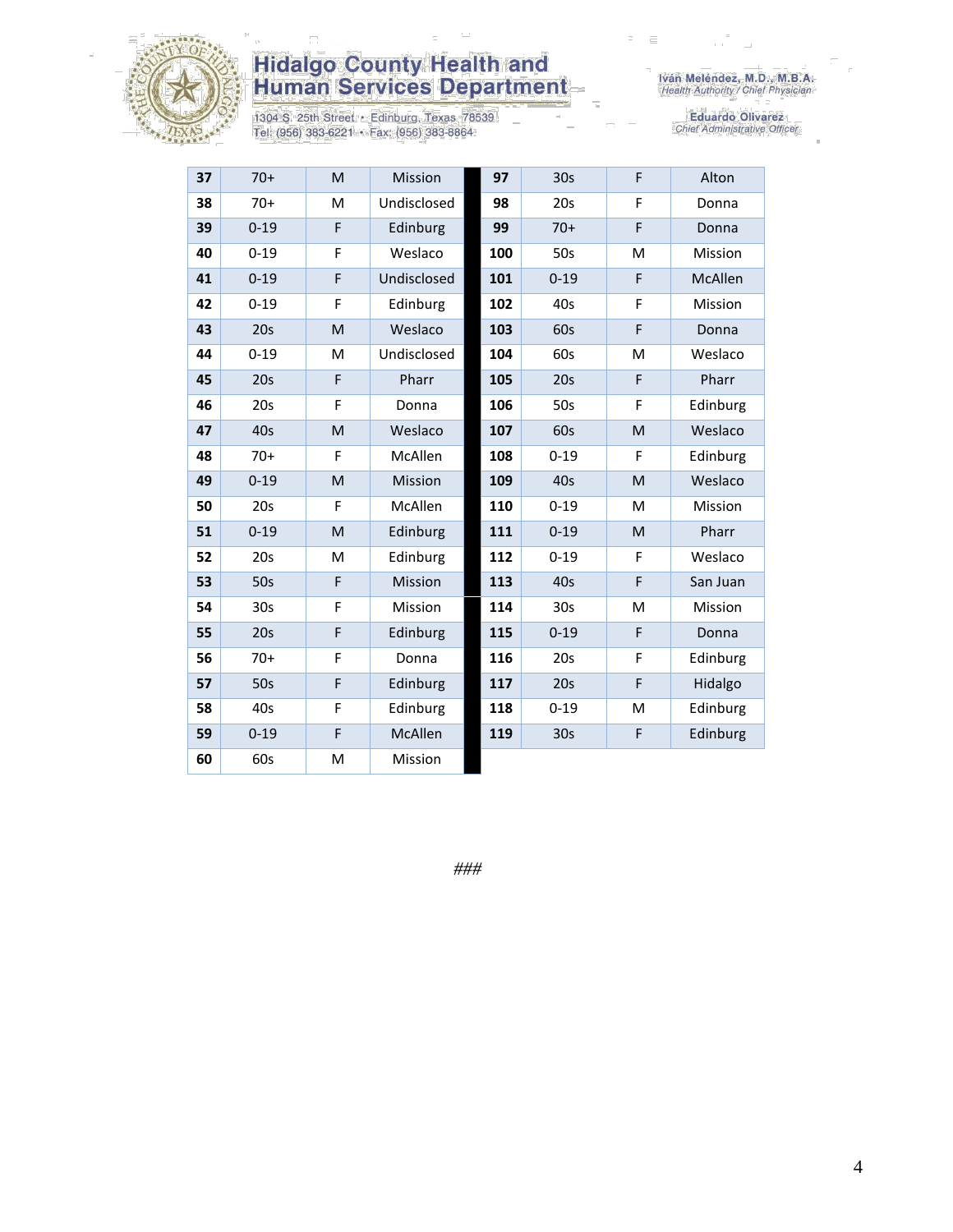| | | | | | | | |
|---|---|---|---|---|---|---|---|
| **37** | 70+ | M | Mission | **97** | 30s | F | Alton |
| **38** | 70+ | M | Undisclosed | **98** | 20s | F | Donna |
| **39** | 0-19 | F | Edinburg | **99** | 70+ | F | Donna |
| **40** | 0-19 | F | Weslaco | **100** | 50s | M | Mission |
| **41** | 0-19 | F | Undisclosed | **101** | 0-19 | F | McAllen |
| **42** | 0-19 | F | Edinburg | **102** | 40s | F | Mission |
| **43** | 20s | M | Weslaco | **103** | 60s | F | Donna |
| **44** | 0-19 | M | Undisclosed | **104** | 60s | M | Weslaco |
| **45** | 20s | F | Pharr | **105** | 20s | F | Pharr |
| **46** | 20s | F | Donna | **106** | 50s | F | Edinburg |
| **47** | 40s | M | Weslaco | **107** | 60s | M | Weslaco |
| **48** | 70+ | F | McAllen | **108** | 0-19 | F | Edinburg |
| **49** | 0-19 | M | Mission | **109** | 40s | M | Weslaco |
| **50** | 20s | F | McAllen | **110** | 0-19 | M | Mission |
| **51** | 0-19 | M | Edinburg | **111** | 0-19 | M | Pharr |
| **52** | 20s | M | Edinburg | **112** | 0-19 | F | Weslaco |
| **53** | 50s | F | Mission | **113** | 40s | F | San Juan |
| **54** | 30s | F | Mission | **114** | 30s | M | Mission |
| **55** | 20s | F | Edinburg | **115** | 0-19 | F | Donna |
| **56** | 70+ | F | Donna | **116** | 20s | F | Edinburg |
| **57** | 50s | F | Edinburg | **117** | 20s | F | Hidalgo |
| **58** | 40s | F | Edinburg | **118** | 0-19 | M | Edinburg |
| **59** | 0-19 | F | McAllen | **119** | 30s | F | Edinburg |
| **60** | 60s | M | Mission | | | | |

###